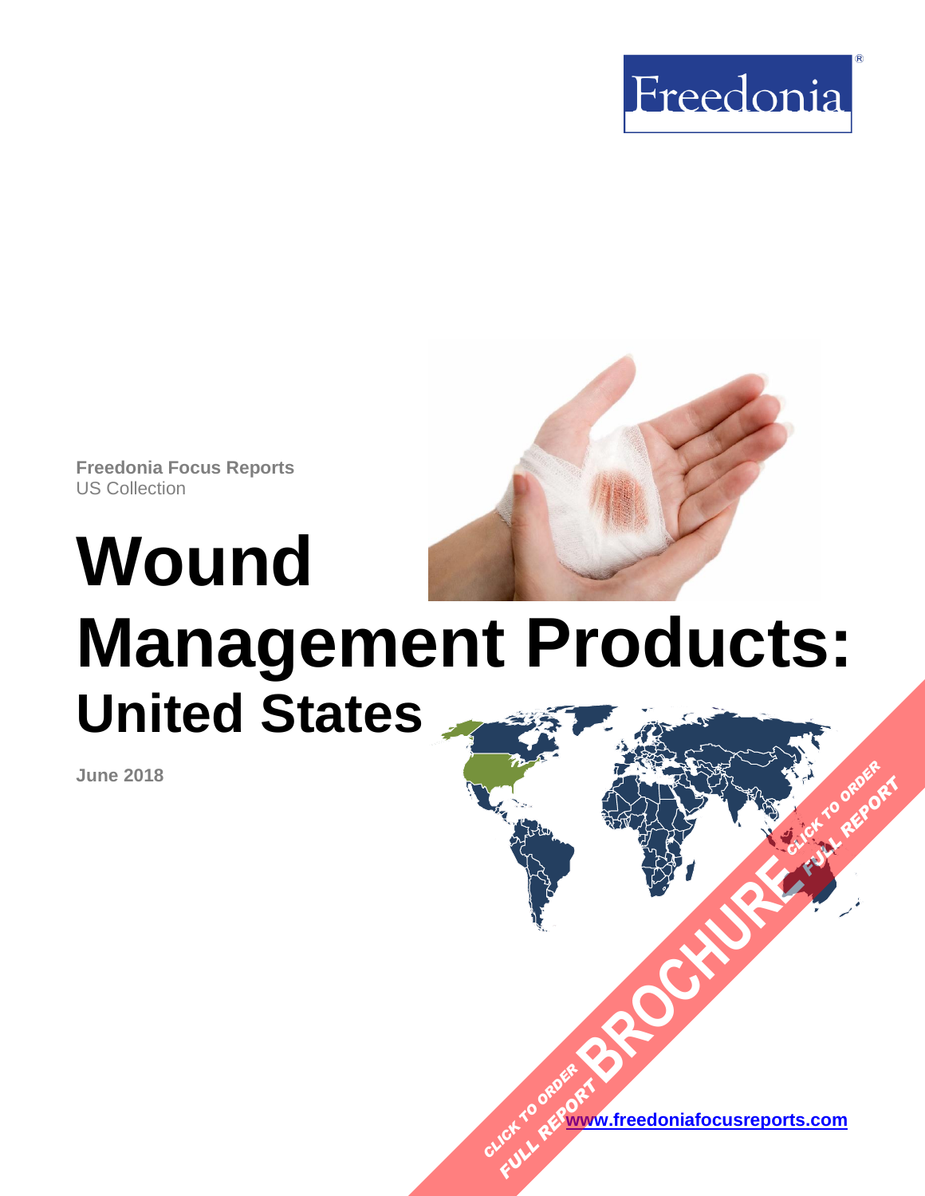Freedonia

Freedonia Focus Reports
US Collection

# Wound Management Products: United States

June 2018

[www.freedoniafocusreports.com](http://www.freedoniafocusreports.com)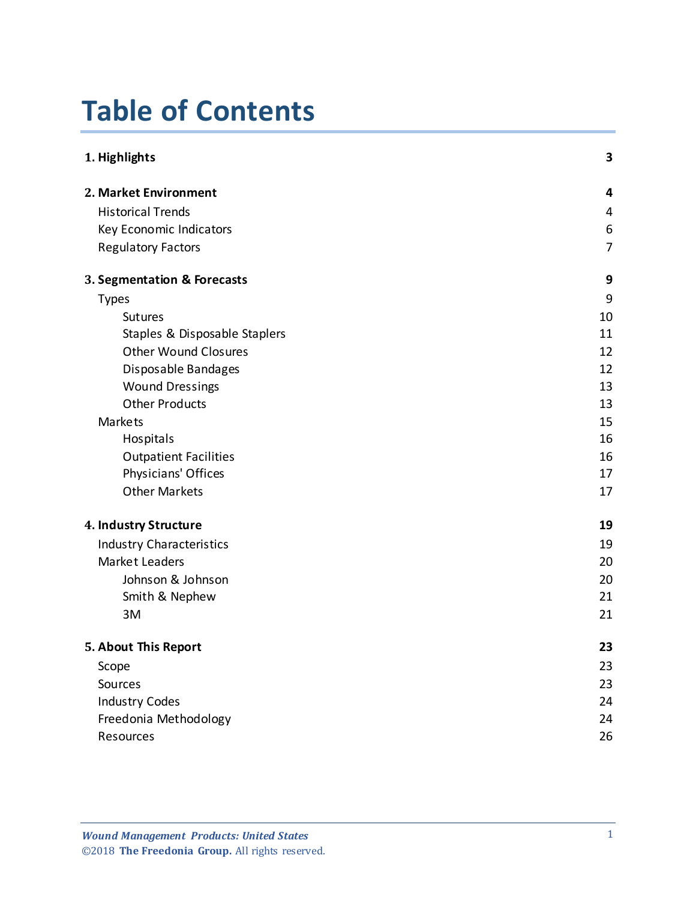# Table of Contents

| | |
|---|---|
| **1. Highlights** | **3** |
| **2. Market Environment** | **4** |
| Historical Trends | 4 |
| Key Economic Indicators | 6 |
| Regulatory Factors | 7 |
| **3. Segmentation & Forecasts** | **9** |
| Types | 9 |
| Sutures | 10 |
| Staples & Disposable Staplers | 11 |
| Other Wound Closures | 12 |
| Disposable Bandages | 12 |
| Wound Dressings | 13 |
| Other Products | 13 |
| Markets | 15 |
| Hospitals | 16 |
| Outpatient Facilities | 16 |
| Physicians' Offices | 17 |
| Other Markets | 17 |
| **4. Industry Structure** | **19** |
| Industry Characteristics | 19 |
| Market Leaders | 20 |
| Johnson & Johnson | 20 |
| Smith & Nephew | 21 |
| 3M | 21 |
| **5. About This Report** | **23** |
| Scope | 23 |
| Sources | 23 |
| Industry Codes | 24 |
| Freedonia Methodology | 24 |
| Resources | 26 |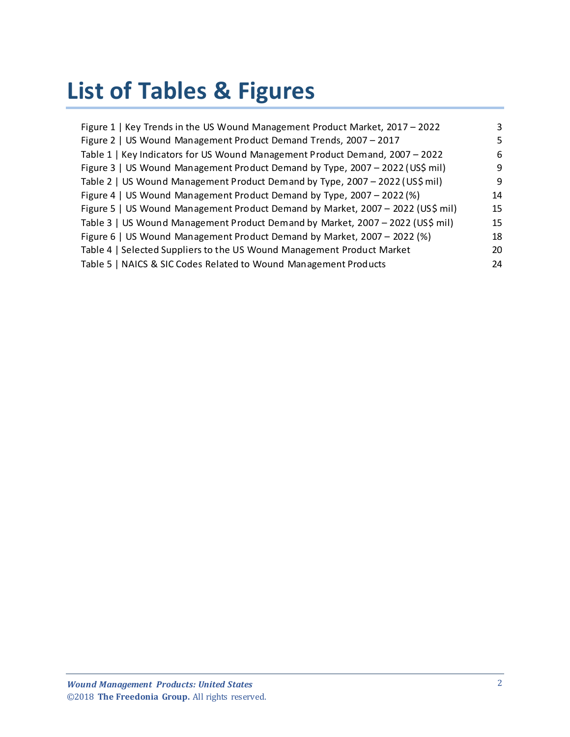# List of Tables & Figures

| | |
|---|---|
| Figure 1 \| Key Trends in the US Wound Management Product Market, 2017 – 2022 | 3 |
| Figure 2 \| US Wound Management Product Demand Trends, 2007 – 2017 | 5 |
| Table 1 \| Key Indicators for US Wound Management Product Demand, 2007 – 2022 | 6 |
| Figure 3 \| US Wound Management Product Demand by Type, 2007 – 2022 (US$ mil) | 9 |
| Table 2 \| US Wound Management Product Demand by Type, 2007 – 2022 (US$ mil) | 9 |
| Figure 4 \| US Wound Management Product Demand by Type, 2007 – 2022 (%) | 14 |
| Figure 5 \| US Wound Management Product Demand by Market, 2007 – 2022 (US$ mil) | 15 |
| Table 3 \| US Wound Management Product Demand by Market, 2007 – 2022 (US$ mil) | 15 |
| Figure 6 \| US Wound Management Product Demand by Market, 2007 – 2022 (%) | 18 |
| Table 4 \| Selected Suppliers to the US Wound Management Product Market | 20 |
| Table 5 \| NAICS & SIC Codes Related to Wound Management Products | 24 |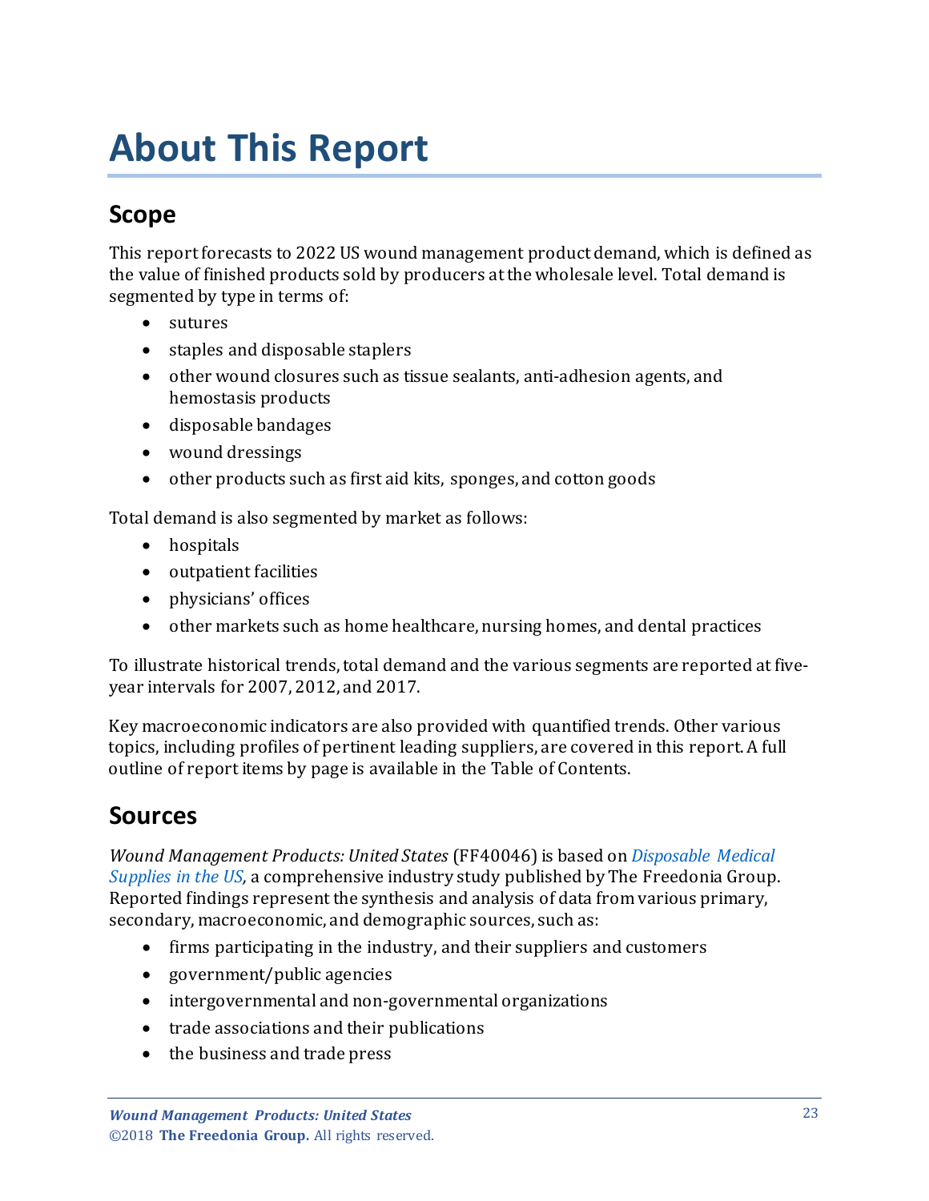# About This Report

## Scope

This report forecasts to 2022 US wound management product demand, which is defined as the value of finished products sold by producers at the wholesale level. Total demand is segmented by type in terms of:

- sutures
- staples and disposable staplers
- other wound closures such as tissue sealants, anti-adhesion agents, and hemostasis products
- disposable bandages
- wound dressings
- other products such as first aid kits, sponges, and cotton goods

Total demand is also segmented by market as follows:

- hospitals
- outpatient facilities
- physicians' offices
- other markets such as home healthcare, nursing homes, and dental practices

To illustrate historical trends, total demand and the various segments are reported at five-year intervals for 2007, 2012, and 2017.

Key macroeconomic indicators are also provided with quantified trends. Other various topics, including profiles of pertinent leading suppliers, are covered in this report. A full outline of report items by page is available in the Table of Contents.

## Sources

*Wound Management Products: United States* (FF40046) is based on *Disposable Medical Supplies in the US*, a comprehensive industry study published by The Freedonia Group. Reported findings represent the synthesis and analysis of data from various primary, secondary, macroeconomic, and demographic sources, such as:

- firms participating in the industry, and their suppliers and customers
- government/public agencies
- intergovernmental and non-governmental organizations
- trade associations and their publications
- the business and trade press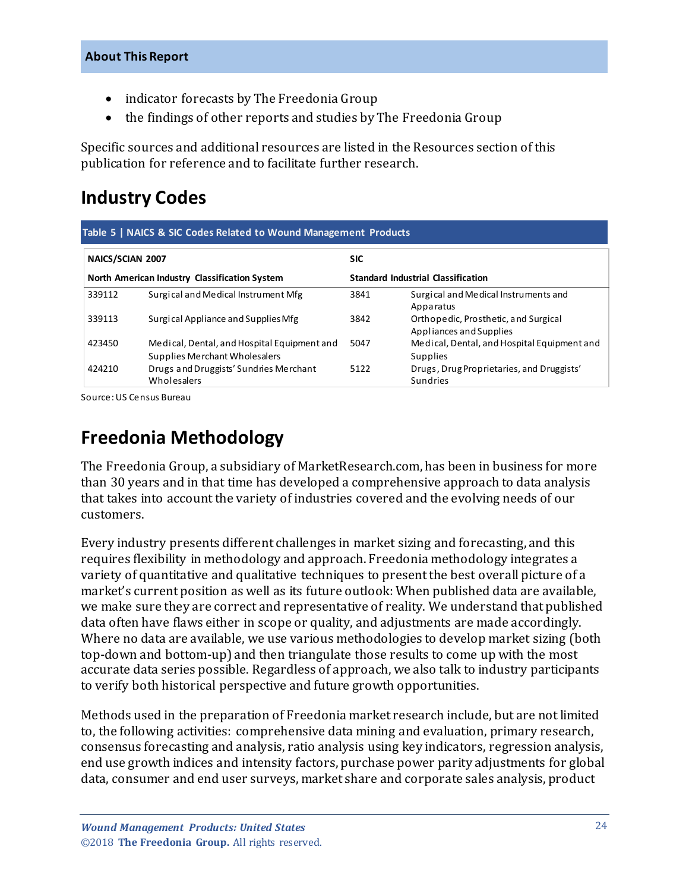- indicator forecasts by The Freedonia Group
- the findings of other reports and studies by The Freedonia Group

Specific sources and additional resources are listed in the Resources section of this publication for reference and to facilitate further research.

## Industry Codes

**Table 5 | NAICS & SIC Codes Related to Wound Management Products**

| NAICS/SCIAN 2007 | | SIC | |
|---|---|---|---|
| **North American Industry Classification System** | | **Standard Industrial Classification** | |
| 339112 | Surgical and Medical Instrument Mfg | 3841 | Surgical and Medical Instruments and Apparatus |
| 339113 | Surgical Appliance and Supplies Mfg | 3842 | Orthopedic, Prosthetic, and Surgical Appliances and Supplies |
| 423450 | Medical, Dental, and Hospital Equipment and Supplies Merchant Wholesalers | 5047 | Medical, Dental, and Hospital Equipment and Supplies |
| 424210 | Drugs and Druggists' Sundries Merchant Wholesalers | 5122 | Drugs, Drug Proprietaries, and Druggists' Sundries |

Source: US Census Bureau

## Freedonia Methodology

The Freedonia Group, a subsidiary of MarketResearch.com, has been in business for more than 30 years and in that time has developed a comprehensive approach to data analysis that takes into account the variety of industries covered and the evolving needs of our customers.

Every industry presents different challenges in market sizing and forecasting, and this requires flexibility in methodology and approach. Freedonia methodology integrates a variety of quantitative and qualitative techniques to present the best overall picture of a market's current position as well as its future outlook: When published data are available, we make sure they are correct and representative of reality. We understand that published data often have flaws either in scope or quality, and adjustments are made accordingly. Where no data are available, we use various methodologies to develop market sizing (both top-down and bottom-up) and then triangulate those results to come up with the most accurate data series possible. Regardless of approach, we also talk to industry participants to verify both historical perspective and future growth opportunities.

Methods used in the preparation of Freedonia market research include, but are not limited to, the following activities: comprehensive data mining and evaluation, primary research, consensus forecasting and analysis, ratio analysis using key indicators, regression analysis, end use growth indices and intensity factors, purchase power parity adjustments for global data, consumer and end user surveys, market share and corporate sales analysis, product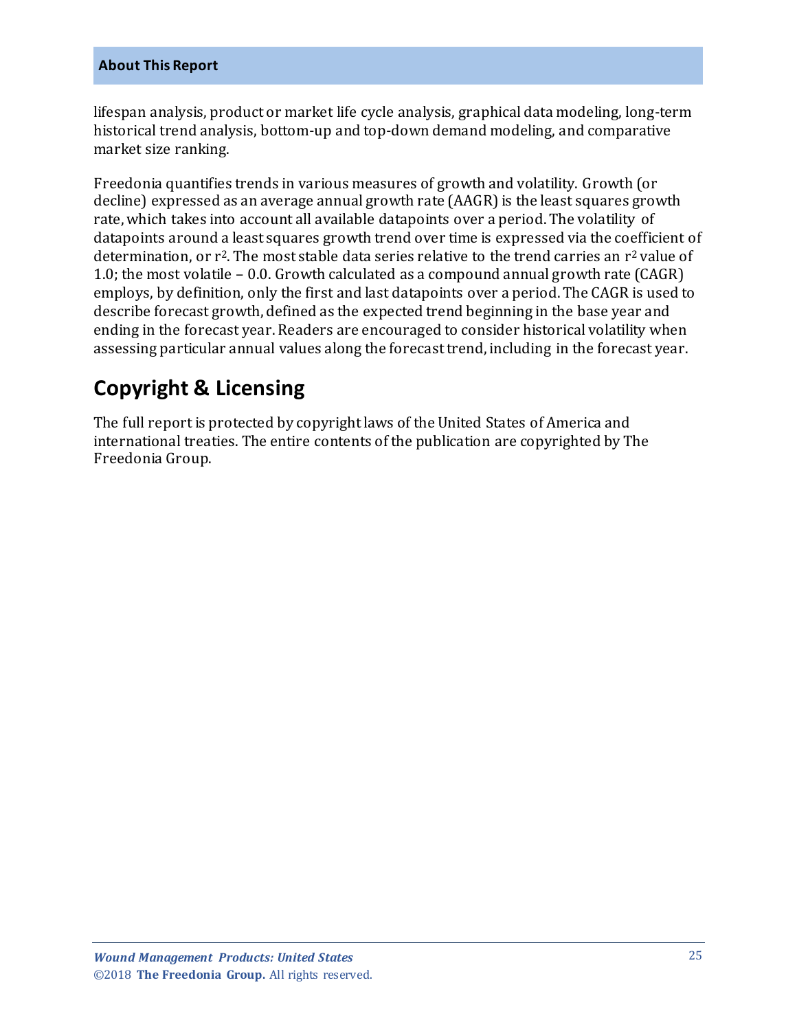lifespan analysis, product or market life cycle analysis, graphical data modeling, long-term historical trend analysis, bottom-up and top-down demand modeling, and comparative market size ranking.

Freedonia quantifies trends in various measures of growth and volatility. Growth (or decline) expressed as an average annual growth rate (AAGR) is the least squares growth rate, which takes into account all available datapoints over a period. The volatility of datapoints around a least squares growth trend over time is expressed via the coefficient of determination, or $r^2$. The most stable data series relative to the trend carries an $r^2$ value of 1.0; the most volatile – 0.0. Growth calculated as a compound annual growth rate (CAGR) employs, by definition, only the first and last datapoints over a period. The CAGR is used to describe forecast growth, defined as the expected trend beginning in the base year and ending in the forecast year. Readers are encouraged to consider historical volatility when assessing particular annual values along the forecast trend, including in the forecast year.

## Copyright & Licensing

The full report is protected by copyright laws of the United States of America and international treaties. The entire contents of the publication are copyrighted by The Freedonia Group.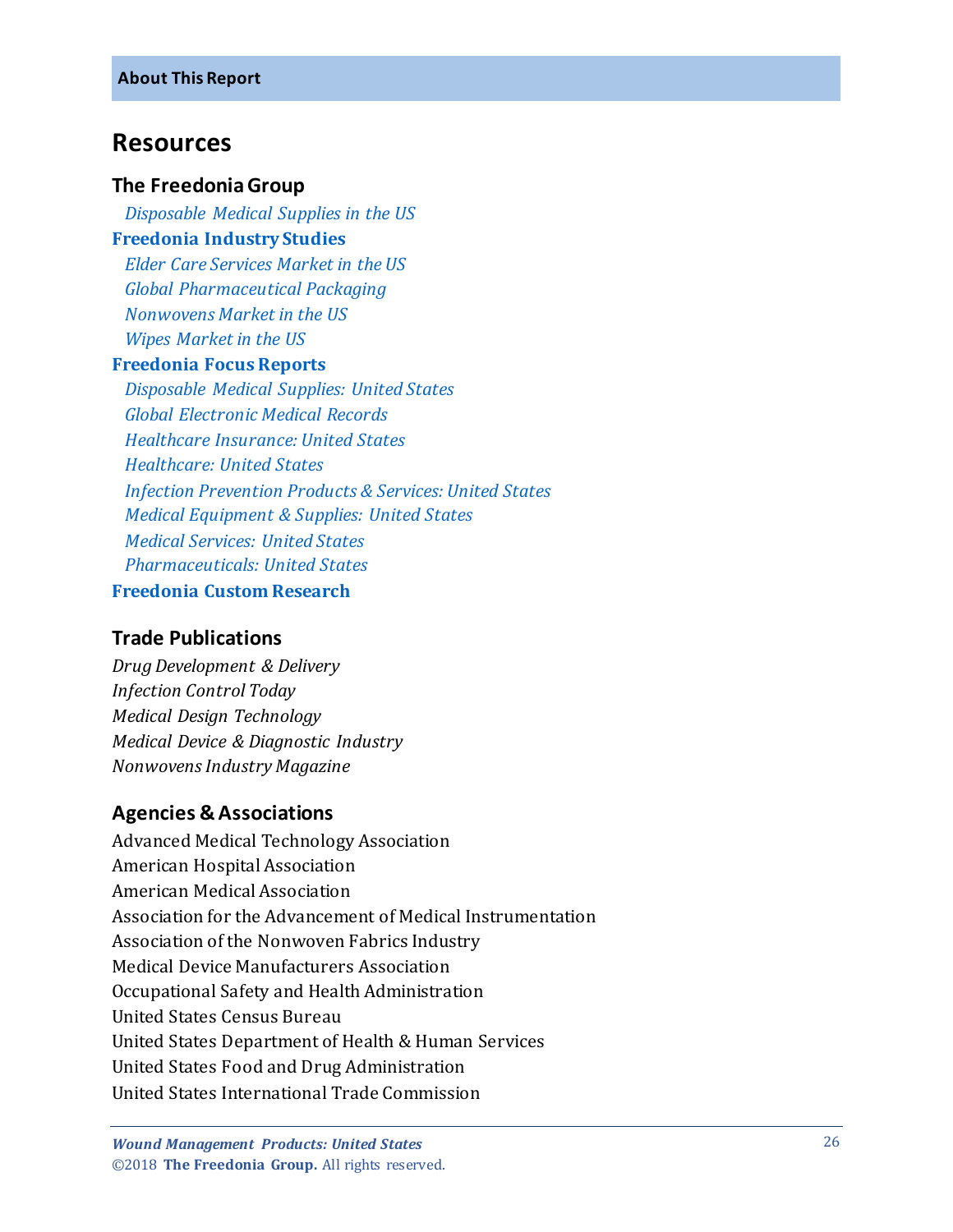# Resources

## The Freedonia Group

*Disposable Medical Supplies in the US*

**Freedonia Industry Studies**

*Elder Care Services Market in the US*
*Global Pharmaceutical Packaging*
*Nonwovens Market in the US*
*Wipes Market in the US*

**Freedonia Focus Reports**

*Disposable Medical Supplies: United States*
*Global Electronic Medical Records*
*Healthcare Insurance: United States*
*Healthcare: United States*
*Infection Prevention Products & Services: United States*
*Medical Equipment & Supplies: United States*
*Medical Services: United States*
*Pharmaceuticals: United States*

**Freedonia Custom Research**

## Trade Publications

*Drug Development & Delivery*
*Infection Control Today*
*Medical Design Technology*
*Medical Device & Diagnostic Industry*
*Nonwovens Industry Magazine*

## Agencies & Associations

Advanced Medical Technology Association
American Hospital Association
American Medical Association
Association for the Advancement of Medical Instrumentation
Association of the Nonwoven Fabrics Industry
Medical Device Manufacturers Association
Occupational Safety and Health Administration
United States Census Bureau
United States Department of Health & Human Services
United States Food and Drug Administration
United States International Trade Commission